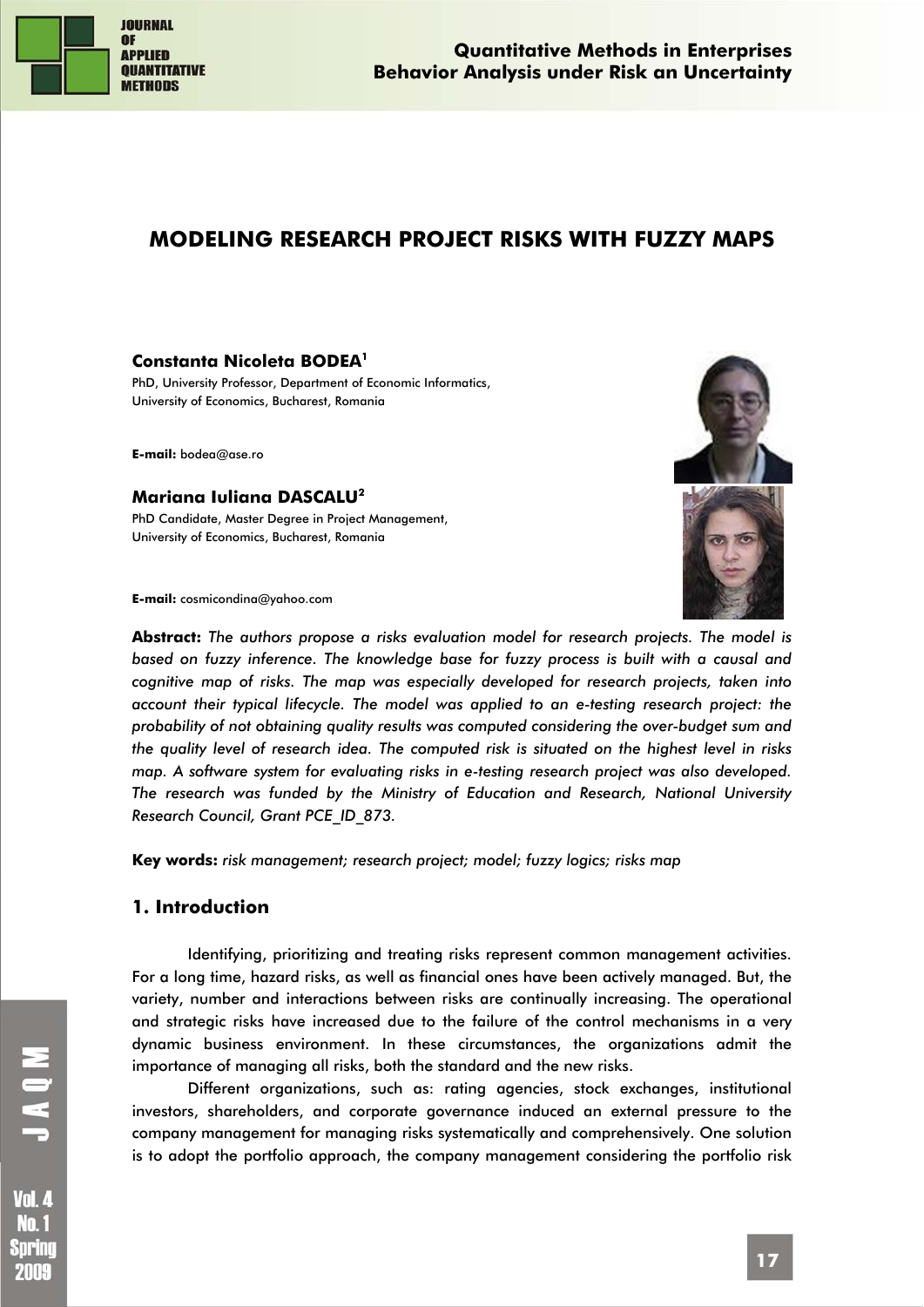# MODELING RESEARCH PROJECT RISKS WITH FUZZY MAPS

**Constanta Nicoleta BODEA**[1]

PhD, University Professor, Department of Economic Informatics,
University of Economics, Bucharest, Romania

**E-mail:** bodea@ase.ro

**Mariana Iuliana DASCALU**[2]

PhD Candidate, Master Degree in Project Management,
University of Economics, Bucharest, Romania

**E-mail:** cosmicondina@yahoo.com

**Abstract:** *The authors propose a risks evaluation model for research projects. The model is based on fuzzy inference. The knowledge base for fuzzy process is built with a causal and cognitive map of risks. The map was especially developed for research projects, taken into account their typical lifecycle. The model was applied to an e-testing research project: the probability of not obtaining quality results was computed considering the over-budget sum and the quality level of research idea. The computed risk is situated on the highest level in risks map. A software system for evaluating risks in e-testing research project was also developed. The research was funded by the Ministry of Education and Research, National University Research Council, Grant PCE_ID_873.*

**Key words:** *risk management; research project; model; fuzzy logics; risks map*

## 1. Introduction

Identifying, prioritizing and treating risks represent common management activities. For a long time, hazard risks, as well as financial ones have been actively managed. But, the variety, number and interactions between risks are continually increasing. The operational and strategic risks have increased due to the failure of the control mechanisms in a very dynamic business environment. In these circumstances, the organizations admit the importance of managing all risks, both the standard and the new risks.

Different organizations, such as: rating agencies, stock exchanges, institutional investors, shareholders, and corporate governance induced an external pressure to the company management for managing risks systematically and comprehensively. One solution is to adopt the portfolio approach, the company management considering the portfolio risk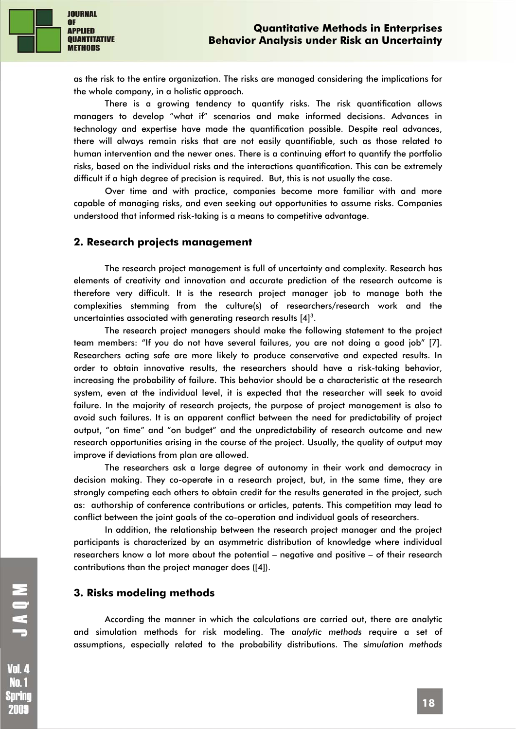as the risk to the entire organization. The risks are managed considering the implications for the whole company, in a holistic approach.

There is a growing tendency to quantify risks. The risk quantification allows managers to develop "what if" scenarios and make informed decisions. Advances in technology and expertise have made the quantification possible. Despite real advances, there will always remain risks that are not easily quantifiable, such as those related to human intervention and the newer ones. There is a continuing effort to quantify the portfolio risks, based on the individual risks and the interactions quantification. This can be extremely difficult if a high degree of precision is required. But, this is not usually the case.

Over time and with practice, companies become more familiar with and more capable of managing risks, and even seeking out opportunities to assume risks. Companies understood that informed risk-taking is a means to competitive advantage.

## 2. Research projects management

The research project management is full of uncertainty and complexity. Research has elements of creativity and innovation and accurate prediction of the research outcome is therefore very difficult. It is the research project manager job to manage both the complexities stemming from the culture(s) of researchers/research work and the uncertainties associated with generating research results [4][3].

The research project managers should make the following statement to the project team members: "If you do not have several failures, you are not doing a good job" [7]. Researchers acting safe are more likely to produce conservative and expected results. In order to obtain innovative results, the researchers should have a risk-taking behavior, increasing the probability of failure. This behavior should be a characteristic at the research system, even at the individual level, it is expected that the researcher will seek to avoid failure. In the majority of research projects, the purpose of project management is also to avoid such failures. It is an apparent conflict between the need for predictability of project output, "on time" and "on budget" and the unpredictability of research outcome and new research opportunities arising in the course of the project. Usually, the quality of output may improve if deviations from plan are allowed.

The researchers ask a large degree of autonomy in their work and democracy in decision making. They co-operate in a research project, but, in the same time, they are strongly competing each others to obtain credit for the results generated in the project, such as: authorship of conference contributions or articles, patents. This competition may lead to conflict between the joint goals of the co-operation and individual goals of researchers.

In addition, the relationship between the research project manager and the project participants is characterized by an asymmetric distribution of knowledge where individual researchers know a lot more about the potential – negative and positive – of their research contributions than the project manager does ([4]).

## 3. Risks modeling methods

According the manner in which the calculations are carried out, there are analytic and simulation methods for risk modeling. The *analytic methods* require a set of assumptions, especially related to the probability distributions. The *simulation methods*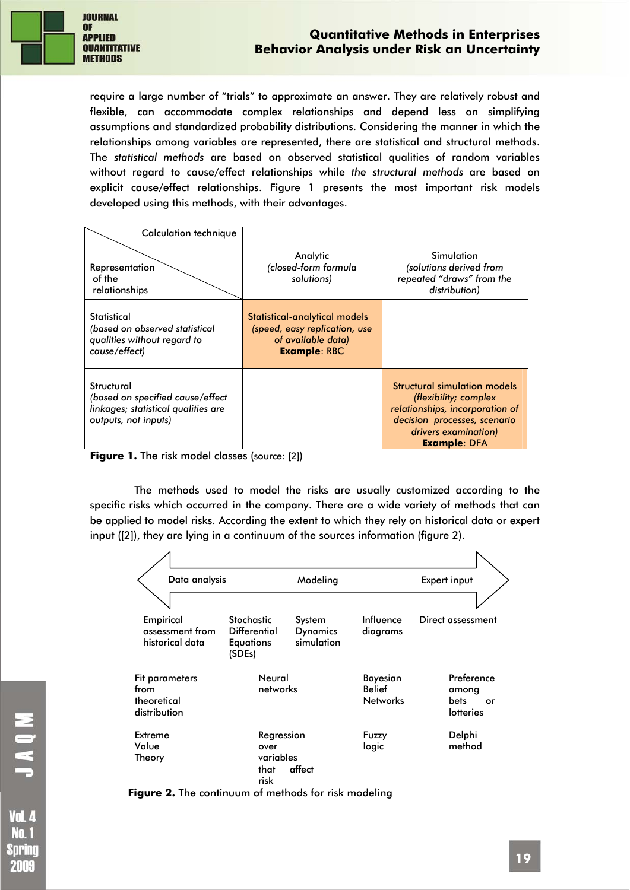require a large number of "trials" to approximate an answer. They are relatively robust and flexible, can accommodate complex relationships and depend less on simplifying assumptions and standardized probability distributions. Considering the manner in which the relationships among variables are represented, there are statistical and structural methods. The *statistical methods* are based on observed statistical qualities of random variables without regard to cause/effect relationships while *the structural methods* are based on explicit cause/effect relationships. Figure 1 presents the most important risk models developed using this methods, with their advantages.

| Representation of the relationships \ Calculation technique | Analytic *(closed-form formula solutions)* | Simulation *(solutions derived from repeated "draws" from the distribution)* |
|---|---|---|
| Statistical *(based on observed statistical qualities without regard to cause/effect)* | Statistical-analytical models *(speed, easy replication, use of available data)* **Example**: RBC | |
| Structural *(based on specified cause/effect linkages; statistical qualities are outputs, not inputs)* | | Structural simulation models *(flexibility; complex relationships, incorporation of decision processes, scenario drivers examination)* **Example**: DFA |

**Figure 1.** The risk model classes (source: [2])

The methods used to model the risks are usually customized according to the specific risks which occurred in the company. There are a wide variety of methods that can be applied to model risks. According the extent to which they rely on historical data or expert input ([2]), they are lying in a continuum of the sources information (figure 2).

Data analysis ⟷ Modeling ⟷ Expert input

| | | | | |
|---|---|---|---|---|
| Empirical assessment from historical data | Stochastic Differential Equations (SDEs) | System Dynamics simulation | Influence diagrams | Direct assessment |
| Fit parameters from theoretical distribution | | Neural networks | Bayesian Belief Networks | Preference among bets or lotteries |
| Extreme Value Theory | | Regression over variables that affect risk | Fuzzy logic | Delphi method |

**Figure 2.** The continuum of methods for risk modeling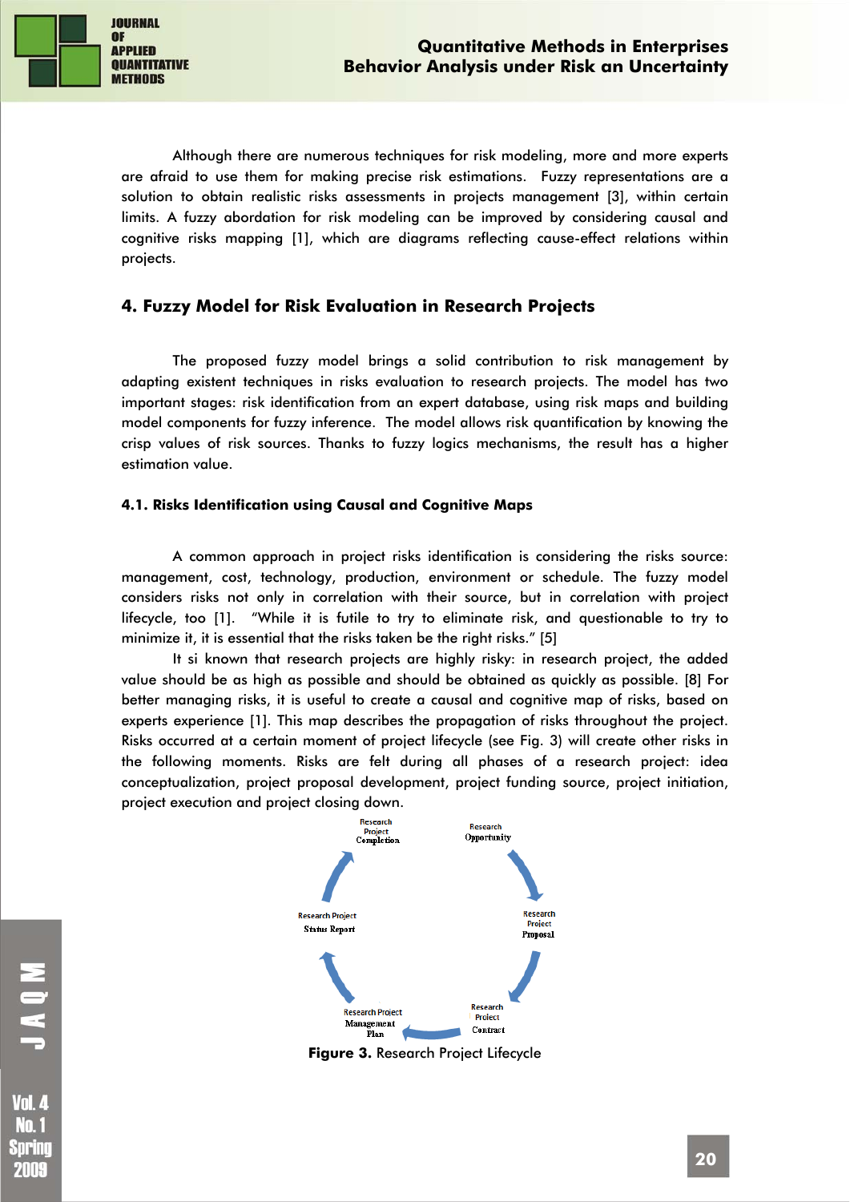Although there are numerous techniques for risk modeling, more and more experts are afraid to use them for making precise risk estimations. Fuzzy representations are a solution to obtain realistic risks assessments in projects management [3], within certain limits. A fuzzy abordation for risk modeling can be improved by considering causal and cognitive risks mapping [1], which are diagrams reflecting cause-effect relations within projects.

## 4. Fuzzy Model for Risk Evaluation in Research Projects

The proposed fuzzy model brings a solid contribution to risk management by adapting existent techniques in risks evaluation to research projects. The model has two important stages: risk identification from an expert database, using risk maps and building model components for fuzzy inference. The model allows risk quantification by knowing the crisp values of risk sources. Thanks to fuzzy logics mechanisms, the result has a higher estimation value.

### 4.1. Risks Identification using Causal and Cognitive Maps

A common approach in project risks identification is considering the risks source: management, cost, technology, production, environment or schedule. The fuzzy model considers risks not only in correlation with their source, but in correlation with project lifecycle, too [1]. "While it is futile to try to eliminate risk, and questionable to try to minimize it, it is essential that the risks taken be the right risks." [5]

It si known that research projects are highly risky: in research project, the added value should be as high as possible and should be obtained as quickly as possible. [8] For better managing risks, it is useful to create a causal and cognitive map of risks, based on experts experience [1]. This map describes the propagation of risks throughout the project. Risks occurred at a certain moment of project lifecycle (see Fig. 3) will create other risks in the following moments. Risks are felt during all phases of a research project: idea conceptualization, project proposal development, project funding source, project initiation, project execution and project closing down.

Research Project Completion → Research Opportunity → Research Project Proposal → Research Project Contract → Research Project Management Plan → Research Project Status Report → Research Project Completion

**Figure 3.** Research Project Lifecycle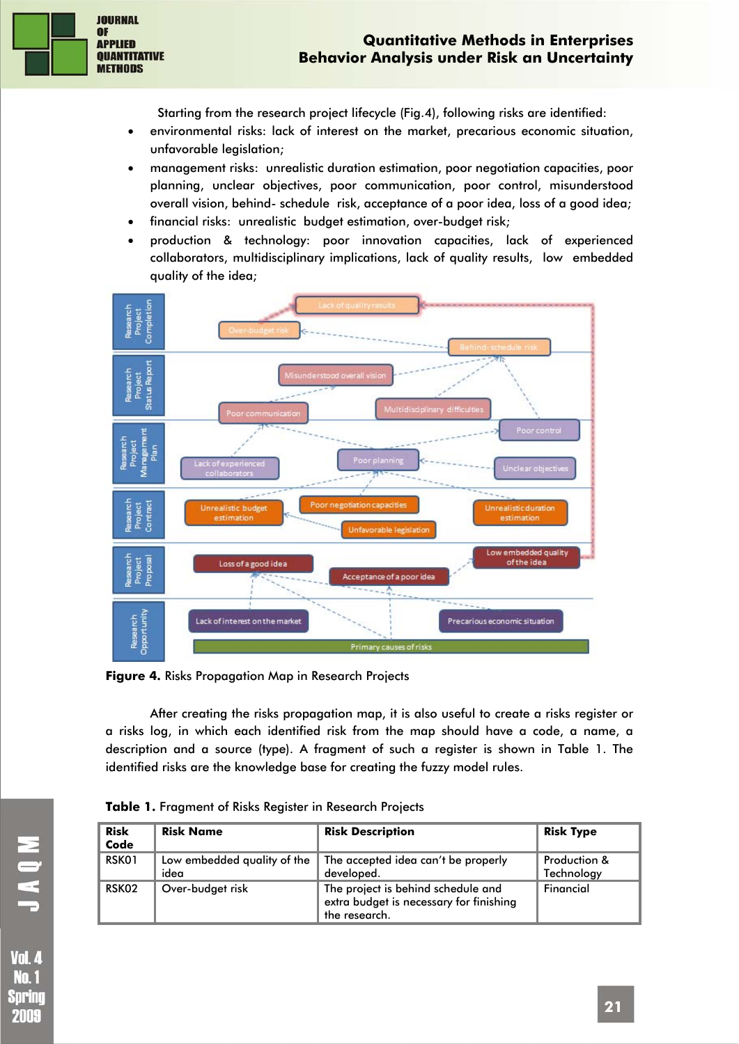Starting from the research project lifecycle (Fig.4), following risks are identified:

- environmental risks: lack of interest on the market, precarious economic situation, unfavorable legislation;
- management risks: unrealistic duration estimation, poor negotiation capacities, poor planning, unclear objectives, poor communication, poor control, misunderstood overall vision, behind- schedule risk, acceptance of a poor idea, loss of a good idea;
- financial risks: unrealistic budget estimation, over-budget risk;
- production & technology: poor innovation capacities, lack of experienced collaborators, multidisciplinary implications, lack of quality results, low embedded quality of the idea;

**Figure 4.** Risks Propagation Map in Research Projects

After creating the risks propagation map, it is also useful to create a risks register or a risks log, in which each identified risk from the map should have a code, a name, a description and a source (type). A fragment of such a register is shown in Table 1. The identified risks are the knowledge base for creating the fuzzy model rules.

**Table 1.** Fragment of Risks Register in Research Projects

| Risk Code | Risk Name | Risk Description | Risk Type |
|---|---|---|---|
| RSK01 | Low embedded quality of the idea | The accepted idea can't be properly developed. | Production & Technology |
| RSK02 | Over-budget risk | The project is behind schedule and extra budget is necessary for finishing the research. | Financial |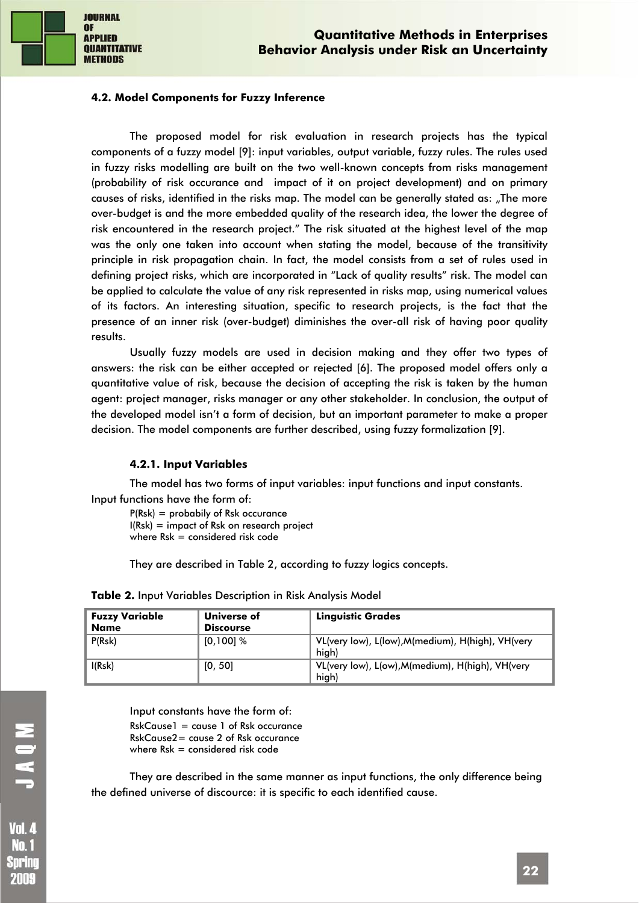### 4.2. Model Components for Fuzzy Inference

The proposed model for risk evaluation in research projects has the typical components of a fuzzy model [9]: input variables, output variable, fuzzy rules. The rules used in fuzzy risks modelling are built on the two well-known concepts from risks management (probability of risk occurance and impact of it on project development) and on primary causes of risks, identified in the risks map. The model can be generally stated as: „The more over-budget is and the more embedded quality of the research idea, the lower the degree of risk encountered in the research project." The risk situated at the highest level of the map was the only one taken into account when stating the model, because of the transitivity principle in risk propagation chain. In fact, the model consists from a set of rules used in defining project risks, which are incorporated in "Lack of quality results" risk. The model can be applied to calculate the value of any risk represented in risks map, using numerical values of its factors. An interesting situation, specific to research projects, is the fact that the presence of an inner risk (over-budget) diminishes the over-all risk of having poor quality results.

Usually fuzzy models are used in decision making and they offer two types of answers: the risk can be either accepted or rejected [6]. The proposed model offers only a quantitative value of risk, because the decision of accepting the risk is taken by the human agent: project manager, risks manager or any other stakeholder. In conclusion, the output of the developed model isn't a form of decision, but an important parameter to make a proper decision. The model components are further described, using fuzzy formalization [9].

#### 4.2.1. Input Variables

The model has two forms of input variables: input functions and input constants.

Input functions have the form of:

P(Rsk) = probabily of Rsk occurance
I(Rsk) = impact of Rsk on research project
where Rsk = considered risk code

They are described in Table 2, according to fuzzy logics concepts.

**Table 2.** Input Variables Description in Risk Analysis Model

| Fuzzy Variable Name | Universe of Discourse | Linguistic Grades |
|---|---|---|
| P(Rsk) | [0,100] % | VL(very low), L(low),M(medium), H(high), VH(very high) |
| I(Rsk) | [0, 50] | VL(very low), L(ow),M(medium), H(high), VH(very high) |

Input constants have the form of:

RskCause1 = cause 1 of Rsk occurance
RskCause2= cause 2 of Rsk occurance
where Rsk = considered risk code

They are described in the same manner as input functions, the only difference being the defined universe of discource: it is specific to each identified cause.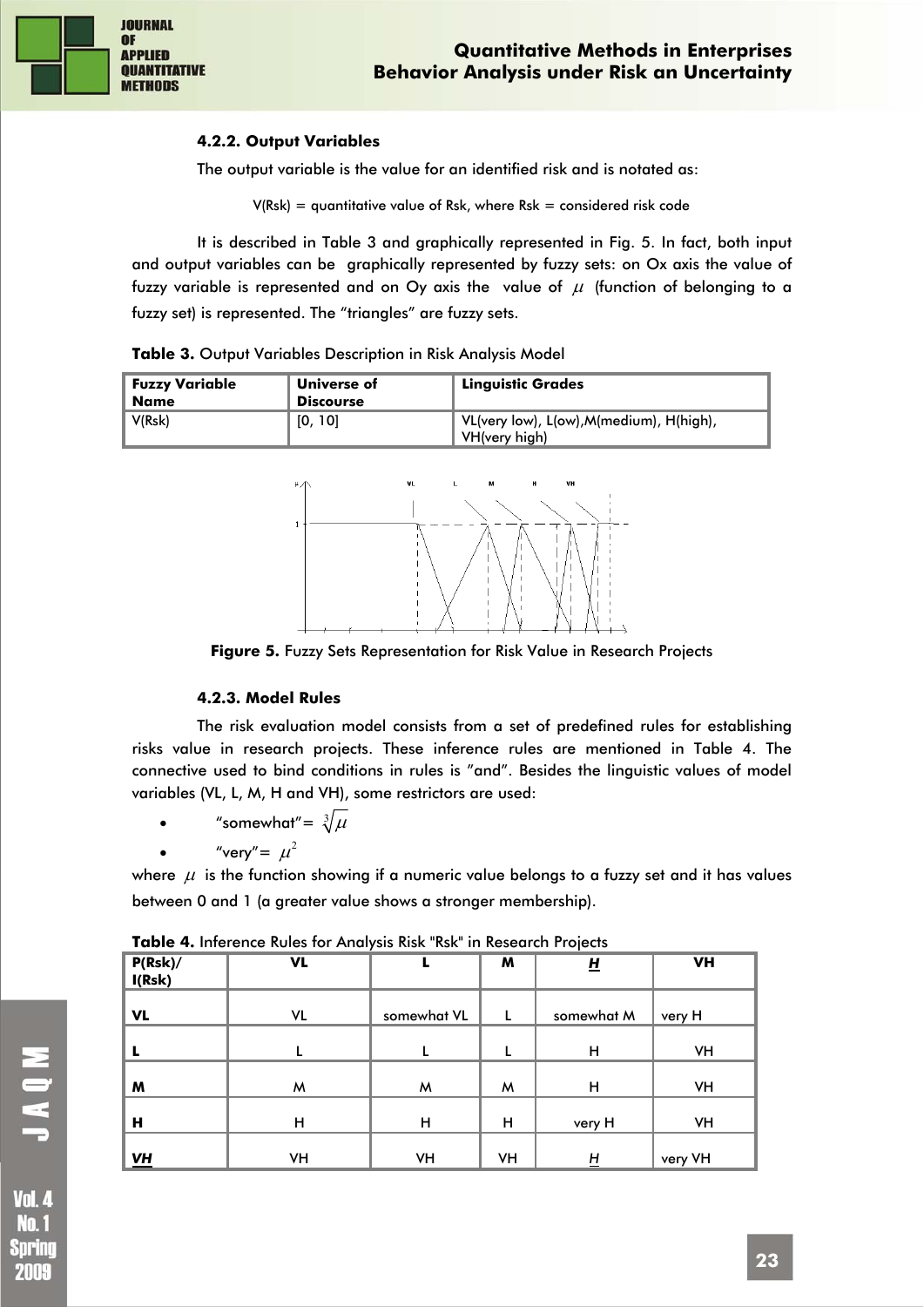#### 4.2.2. Output Variables

The output variable is the value for an identified risk and is notated as:

V(Rsk) = quantitative value of Rsk, where Rsk = considered risk code

It is described in Table 3 and graphically represented in Fig. 5. In fact, both input and output variables can be graphically represented by fuzzy sets: on Ox axis the value of fuzzy variable is represented and on Oy axis the value of $\mu$ (function of belonging to a fuzzy set) is represented. The "triangles" are fuzzy sets.

**Table 3.** Output Variables Description in Risk Analysis Model

| Fuzzy Variable Name | Universe of Discourse | Linguistic Grades |
|---|---|---|
| V(Rsk) | [0, 10] | VL(very low), L(ow),M(medium), H(high), VH(very high) |

**Figure 5.** Fuzzy Sets Representation for Risk Value in Research Projects

#### 4.2.3. Model Rules

The risk evaluation model consists from a set of predefined rules for establishing risks value in research projects. These inference rules are mentioned in Table 4. The connective used to bind conditions in rules is "and". Besides the linguistic values of model variables (VL, L, M, H and VH), some restrictors are used:

- "somewhat"= $\sqrt[3]{\mu}$
- "very"= $\mu^2$

where $\mu$ is the function showing if a numeric value belongs to a fuzzy set and it has values between 0 and 1 (a greater value shows a stronger membership).

**Table 4.** Inference Rules for Analysis Risk "Rsk" in Research Projects

| P(Rsk)/ I(Rsk) | VL | L | M | ***H*** | VH |
|---|---|---|---|---|---|
| **VL** | VL | somewhat VL | L | somewhat M | very H |
| **L** | L | L | L | H | VH |
| **M** | M | M | M | H | VH |
| **H** | H | H | H | very H | VH |
| ***VH*** | VH | VH | VH | *H* | very VH |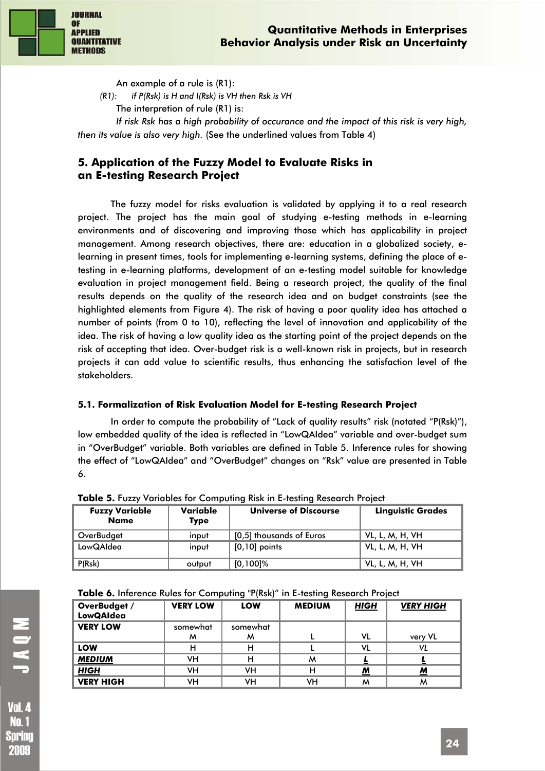An example of a rule is (R1):

*(R1): if P(Rsk) is H and I(Rsk) is VH then Rsk is VH*

The interpretion of rule (R1) is:

*If risk Rsk has a high probability of occurance and the impact of this risk is very high, then its value is also very high.* (See the underlined values from Table 4)

## 5. Application of the Fuzzy Model to Evaluate Risks in an E-testing Research Project

The fuzzy model for risks evaluation is validated by applying it to a real research project. The project has the main goal of studying e-testing methods in e-learning environments and of discovering and improving those which has applicability in project management. Among research objectives, there are: education in a globalized society, e-learning in present times, tools for implementing e-learning systems, defining the place of e-testing in e-learning platforms, development of an e-testing model suitable for knowledge evaluation in project management field. Being a research project, the quality of the final results depends on the quality of the research idea and on budget constraints (see the highlighted elements from Figure 4). The risk of having a poor quality idea has attached a number of points (from 0 to 10), reflecting the level of innovation and applicability of the idea. The risk of having a low quality idea as the starting point of the project depends on the risk of accepting that idea. Over-budget risk is a well-known risk in projects, but in research projects it can add value to scientific results, thus enhancing the satisfaction level of the stakeholders.

### 5.1. Formalization of Risk Evaluation Model for E-testing Research Project

In order to compute the probability of "Lack of quality results" risk (notated "P(Rsk)"), low embedded quality of the idea is reflected in "LowQAIdea" variable and over-budget sum in "OverBudget" variable. Both variables are defined in Table 5. Inference rules for showing the effect of "LowQAIdea" and "OverBudget" changes on "Rsk" value are presented in Table 6.

**Table 5.** Fuzzy Variables for Computing Risk in E-testing Research Project

| Fuzzy Variable Name | Variable Type | Universe of Discourse | Linguistic Grades |
|---|---|---|---|
| OverBudget | input | [0,5] thousands of Euros | VL, L, M, H, VH |
| LowQAIdea | input | [0,10] points | VL, L, M, H, VH |
| P(Rsk) | output | [0,100]% | VL, L, M, H, VH |

**Table 6.** Inference Rules for Computing "P(Rsk)" in E-testing Research Project

| OverBudget / LowQAIdea | VERY LOW | LOW | MEDIUM | ***HIGH*** | ***VERY HIGH*** |
|---|---|---|---|---|---|
| **VERY LOW** | somewhat M | somewhat M | L | VL | very VL |
| **LOW** | H | H | L | VL | *VL* |
| ***MEDIUM*** | VH | H | M | ***L*** | ***L*** |
| ***HIGH*** | VH | VH | H | ***M*** | ***M*** |
| **VERY HIGH** | VH | VH | VH | M | M |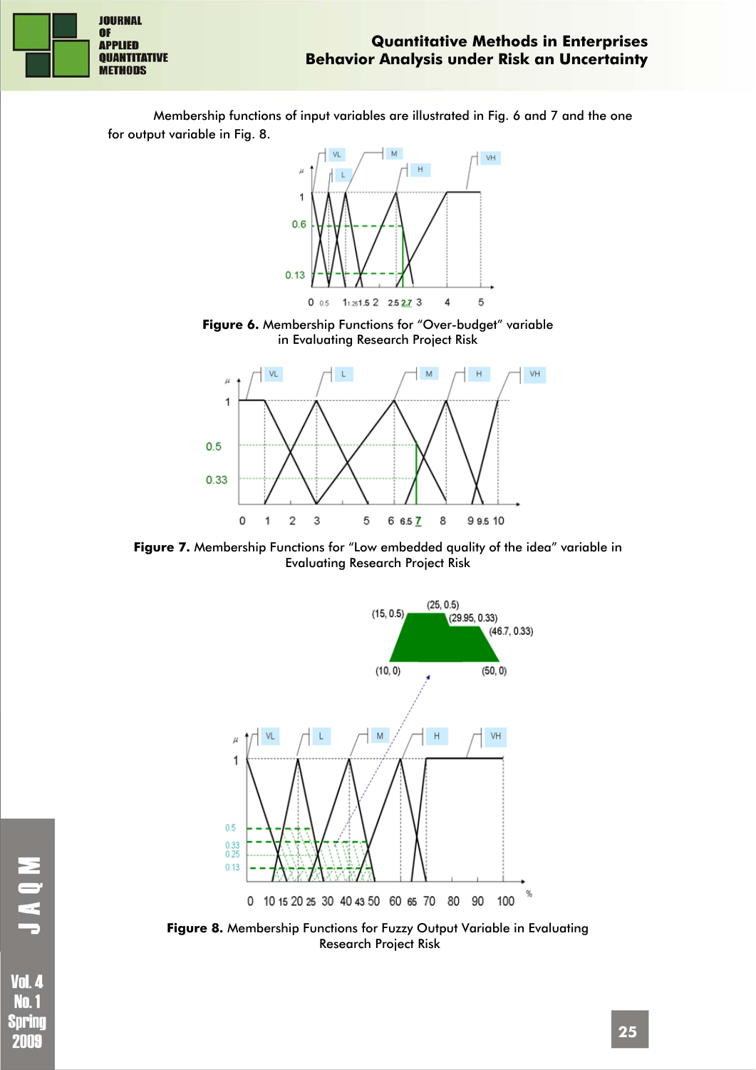Membership functions of input variables are illustrated in Fig. 6 and 7 and the one for output variable in Fig. 8.

**Figure 6.** Membership Functions for "Over-budget" variable in Evaluating Research Project Risk

**Figure 7.** Membership Functions for "Low embedded quality of the idea" variable in Evaluating Research Project Risk

**Figure 8.** Membership Functions for Fuzzy Output Variable in Evaluating Research Project Risk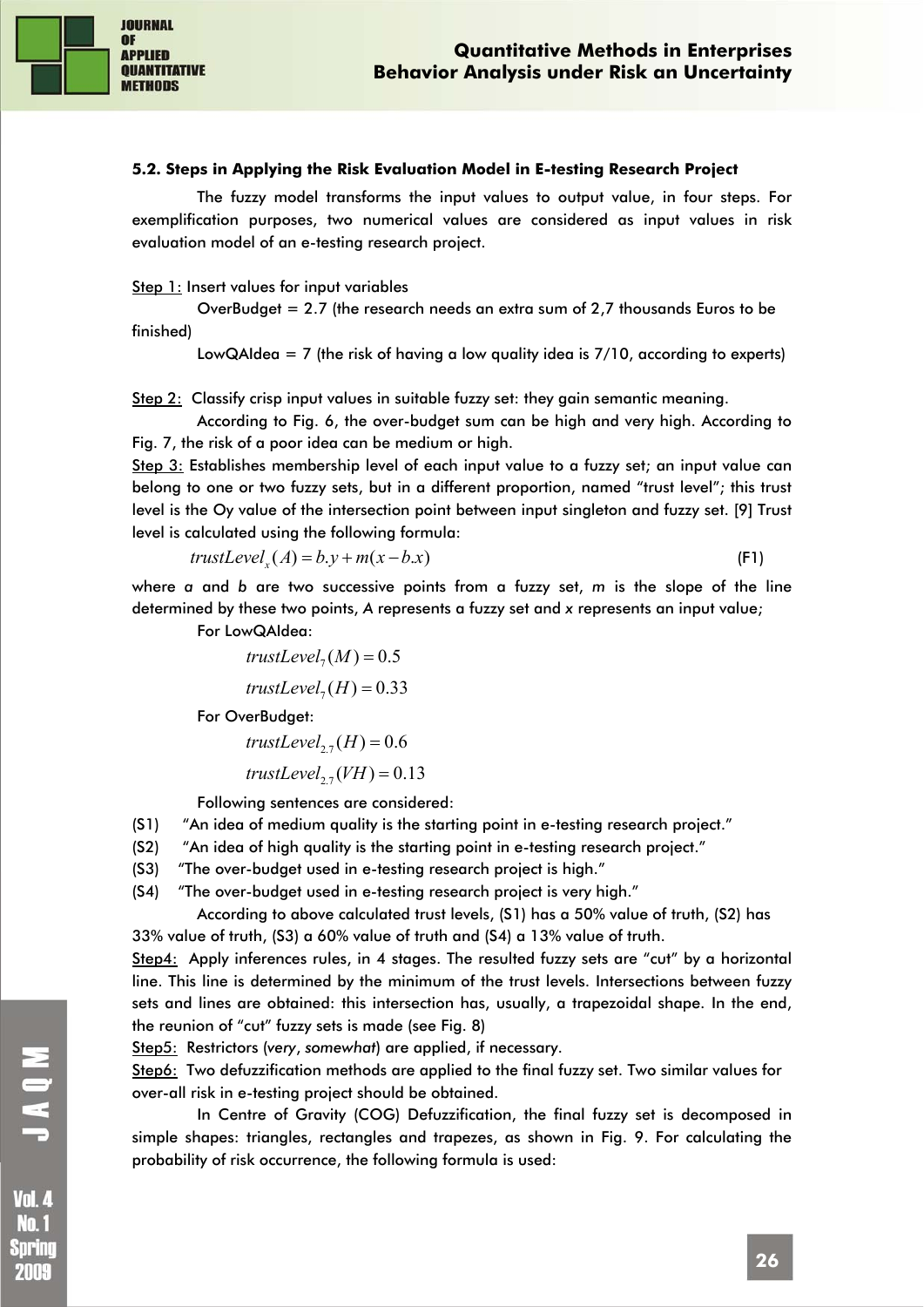### 5.2. Steps in Applying the Risk Evaluation Model in E-testing Research Project

The fuzzy model transforms the input values to output value, in four steps. For exemplification purposes, two numerical values are considered as input values in risk evaluation model of an e-testing research project.

Step 1: Insert values for input variables

OverBudget = 2.7 (the research needs an extra sum of 2,7 thousands Euros to be finished)

LowQAIdea = 7 (the risk of having a low quality idea is 7/10, according to experts)

Step 2: Classify crisp input values in suitable fuzzy set: they gain semantic meaning.

According to Fig. 6, the over-budget sum can be high and very high. According to Fig. 7, the risk of a poor idea can be medium or high.

Step 3: Establishes membership level of each input value to a fuzzy set; an input value can belong to one or two fuzzy sets, but in a different proportion, named "trust level"; this trust level is the Oy value of the intersection point between input singleton and fuzzy set. [9] Trust level is calculated using the following formula:

$$trustLevel_x(A) = b.y + m(x - b.x) \tag{F1}$$

where *a* and *b* are two successive points from a fuzzy set, *m* is the slope of the line determined by these two points, A represents a fuzzy set and *x* represents an input value;

For LowQAIdea:

$$trustLevel_7(M) = 0.5$$

$$trustLevel_7(H) = 0.33$$

For OverBudget:

$$trustLevel_{2.7}(H) = 0.6$$

$$trustLevel_{2.7}(VH) = 0.13$$

Following sentences are considered:

(S1) "An idea of medium quality is the starting point in e-testing research project."

(S2) "An idea of high quality is the starting point in e-testing research project."

(S3) "The over-budget used in e-testing research project is high."

(S4) "The over-budget used in e-testing research project is very high."

According to above calculated trust levels, (S1) has a 50% value of truth, (S2) has 33% value of truth, (S3) a 60% value of truth and (S4) a 13% value of truth.

Step4: Apply inferences rules, in 4 stages. The resulted fuzzy sets are "cut" by a horizontal line. This line is determined by the minimum of the trust levels. Intersections between fuzzy sets and lines are obtained: this intersection has, usually, a trapezoidal shape. In the end, the reunion of "cut" fuzzy sets is made (see Fig. 8)

Step5: Restrictors (*very*, *somewhat*) are applied, if necessary.

Step6: Two defuzzification methods are applied to the final fuzzy set. Two similar values for over-all risk in e-testing project should be obtained.

In Centre of Gravity (COG) Defuzzification, the final fuzzy set is decomposed in simple shapes: triangles, rectangles and trapezes, as shown in Fig. 9. For calculating the probability of risk occurrence, the following formula is used: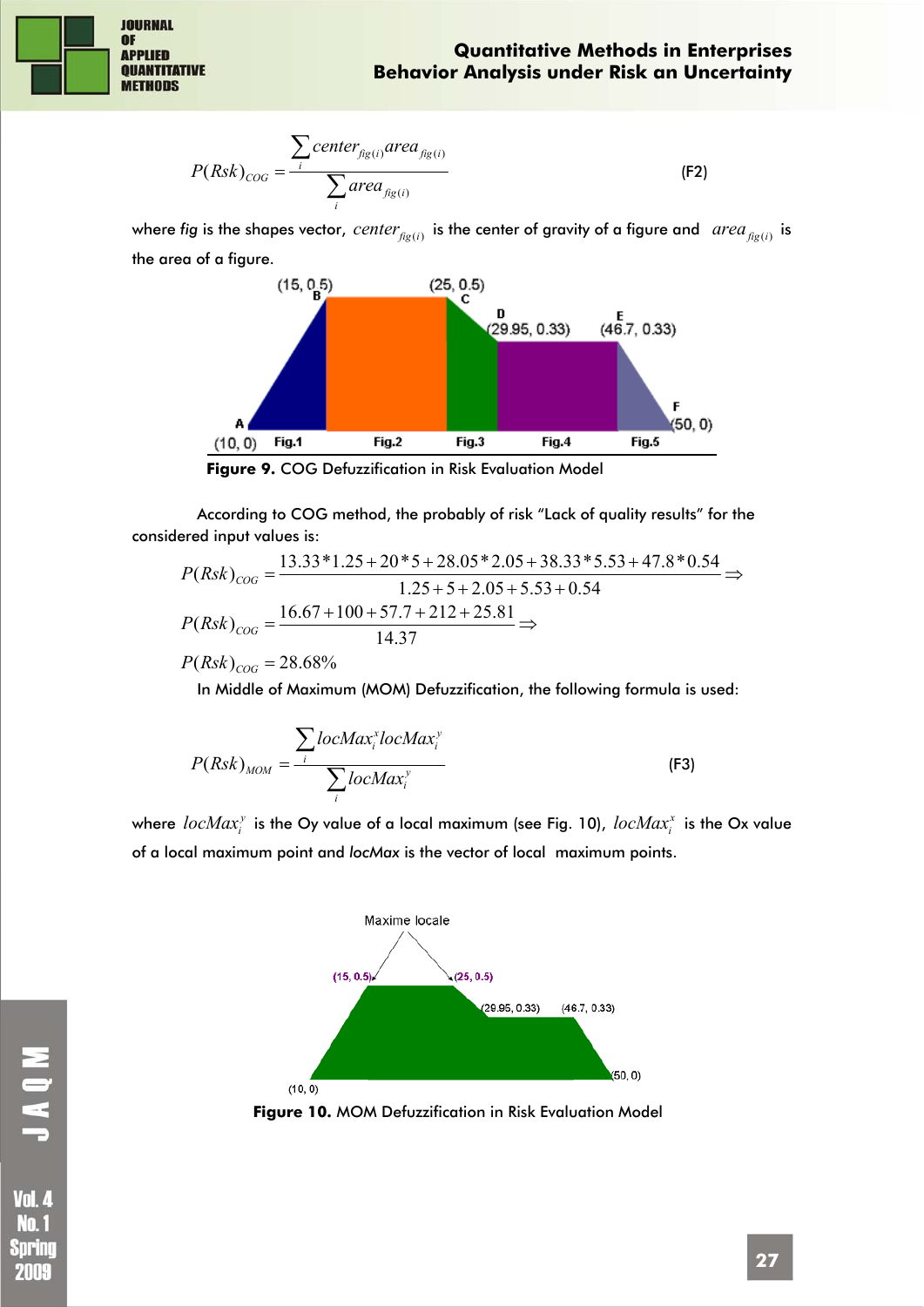$$P(Rsk)_{COG} = \frac{\sum_i center_{fig(i)} area_{fig(i)}}{\sum_i area_{fig(i)}} \quad \text{(F2)}$$

where *fig* is the shapes vector, $center_{fig(i)}$ is the center of gravity of a figure and $area_{fig(i)}$ is the area of a figure.

**Figure 9.** COG Defuzzification in Risk Evaluation Model

According to COG method, the probably of risk "Lack of quality results" for the considered input values is:

$$P(Rsk)_{COG} = \frac{13.33*1.25 + 20*5 + 28.05*2.05 + 38.33*5.53 + 47.8*0.54}{1.25 + 5 + 2.05 + 5.53 + 0.54} \Rightarrow$$

$$P(Rsk)_{COG} = \frac{16.67 + 100 + 57.7 + 212 + 25.81}{14.37} \Rightarrow$$

$$P(Rsk)_{COG} = 28.68\%$$

In Middle of Maximum (MOM) Defuzzification, the following formula is used:

$$P(Rsk)_{MOM} = \frac{\sum_i locMax_i^x locMax_i^y}{\sum_i locMax_i^y} \quad \text{(F3)}$$

where $locMax_i^y$ is the Oy value of a local maximum (see Fig. 10), $locMax_i^x$ is the Ox value of a local maximum point and *locMax* is the vector of local maximum points.

**Figure 10.** MOM Defuzzification in Risk Evaluation Model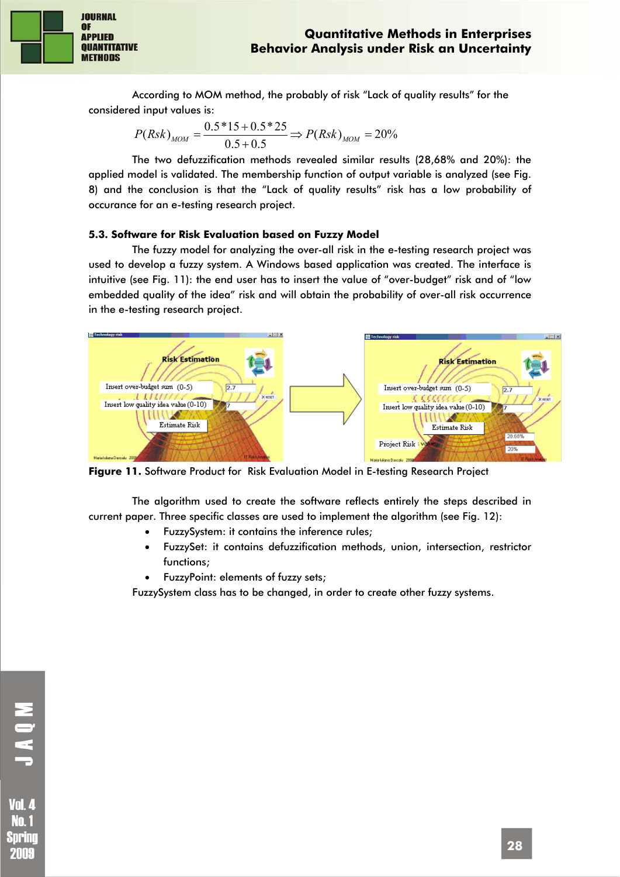According to MOM method, the probably of risk "Lack of quality results" for the considered input values is:

$$P(Rsk)_{MOM} = \frac{0.5*15 + 0.5*25}{0.5 + 0.5} \Rightarrow P(Rsk)_{MOM} = 20\%$$

The two defuzzification methods revealed similar results (28,68% and 20%): the applied model is validated. The membership function of output variable is analyzed (see Fig. 8) and the conclusion is that the "Lack of quality results" risk has a low probability of occurance for an e-testing research project.

### 5.3. Software for Risk Evaluation based on Fuzzy Model

The fuzzy model for analyzing the over-all risk in the e-testing research project was used to develop a fuzzy system. A Windows based application was created. The interface is intuitive (see Fig. 11): the end user has to insert the value of "over-budget" risk and of "low embedded quality of the idea" risk and will obtain the probability of over-all risk occurrence in the e-testing research project.

**Figure 11.** Software Product for Risk Evaluation Model in E-testing Research Project

The algorithm used to create the software reflects entirely the steps described in current paper. Three specific classes are used to implement the algorithm (see Fig. 12):

- FuzzySystem: it contains the inference rules;
- FuzzySet: it contains defuzzification methods, union, intersection, restrictor functions;
- FuzzyPoint: elements of fuzzy sets;

FuzzySystem class has to be changed, in order to create other fuzzy systems.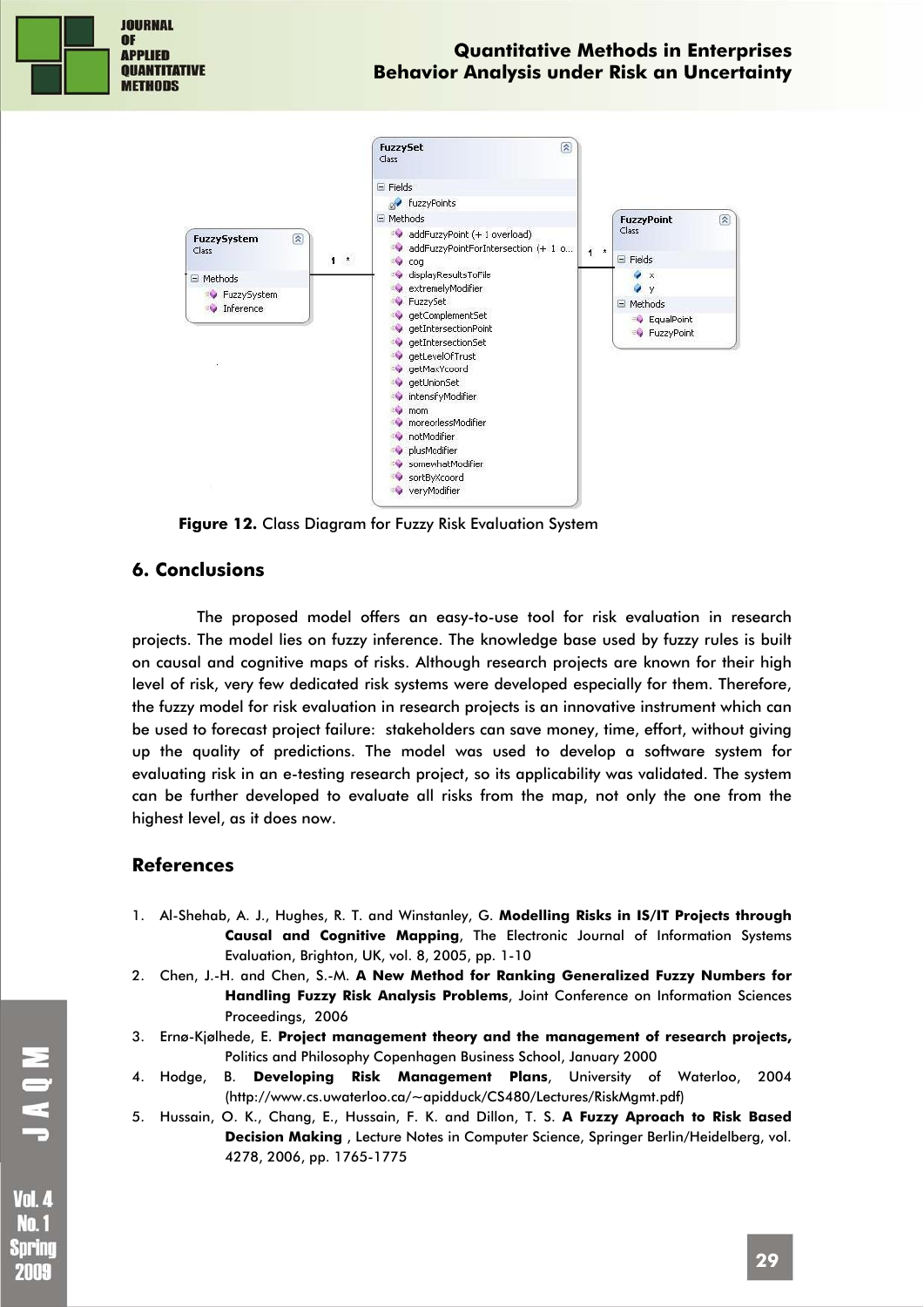Figure 12. Class Diagram for Fuzzy Risk Evaluation System

## 6. Conclusions

The proposed model offers an easy-to-use tool for risk evaluation in research projects. The model lies on fuzzy inference. The knowledge base used by fuzzy rules is built on causal and cognitive maps of risks. Although research projects are known for their high level of risk, very few dedicated risk systems were developed especially for them. Therefore, the fuzzy model for risk evaluation in research projects is an innovative instrument which can be used to forecast project failure: stakeholders can save money, time, effort, without giving up the quality of predictions. The model was used to develop a software system for evaluating risk in an e-testing research project, so its applicability was validated. The system can be further developed to evaluate all risks from the map, not only the one from the highest level, as it does now.

## References

1. Al-Shehab, A. J., Hughes, R. T. and Winstanley, G. **Modelling Risks in IS/IT Projects through Causal and Cognitive Mapping**, The Electronic Journal of Information Systems Evaluation, Brighton, UK, vol. 8, 2005, pp. 1-10
2. Chen, J.-H. and Chen, S.-M. **A New Method for Ranking Generalized Fuzzy Numbers for Handling Fuzzy Risk Analysis Problems**, Joint Conference on Information Sciences Proceedings, 2006
3. Ernø-Kjølhede, E. **Project management theory and the management of research projects,** Politics and Philosophy Copenhagen Business School, January 2000
4. Hodge, B. **Developing Risk Management Plans**, University of Waterloo, 2004 (http://www.cs.uwaterloo.ca/~apidduck/CS480/Lectures/RiskMgmt.pdf)
5. Hussain, O. K., Chang, E., Hussain, F. K. and Dillon, T. S. **A Fuzzy Aproach to Risk Based Decision Making** , Lecture Notes in Computer Science, Springer Berlin/Heidelberg, vol. 4278, 2006, pp. 1765-1775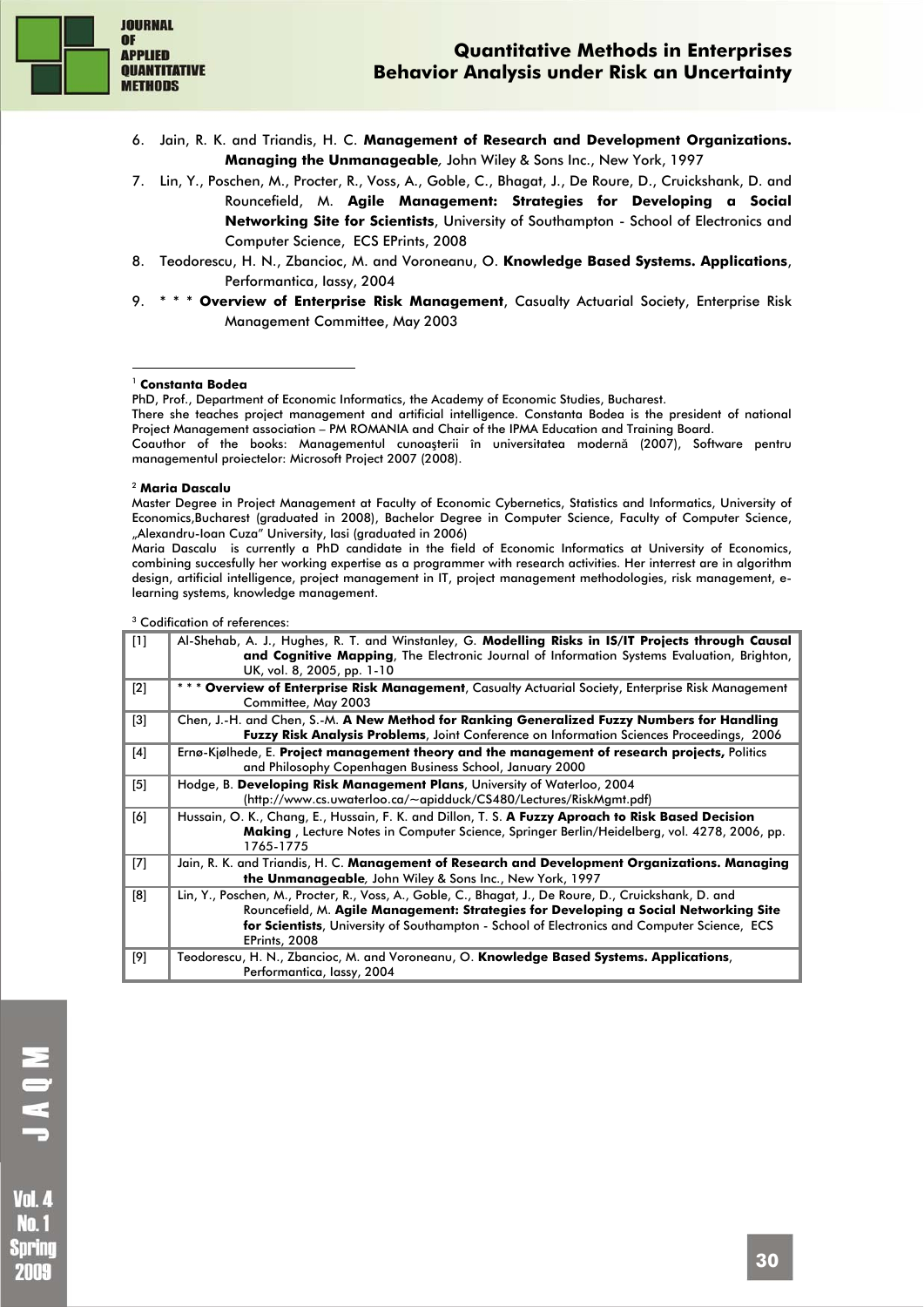6. Jain, R. K. and Triandis, H. C. **Management of Research and Development Organizations. Managing the Unmanageable***,* John Wiley & Sons Inc., New York, 1997
7. Lin, Y., Poschen, M., Procter, R., Voss, A., Goble, C., Bhagat, J., De Roure, D., Cruickshank, D. and Rouncefield, M. **Agile Management: Strategies for Developing a Social Networking Site for Scientists**, University of Southampton - School of Electronics and Computer Science, ECS EPrints, 2008
8. Teodorescu, H. N., Zbancioc, M. and Voroneanu, O. **Knowledge Based Systems. Applications**, Performantica, Iassy, 2004
9. * * * **Overview of Enterprise Risk Management**, Casualty Actuarial Society, Enterprise Risk Management Committee, May 2003

---

[1] **Constanta Bodea**

PhD, Prof., Department of Economic Informatics, the Academy of Economic Studies, Bucharest.

There she teaches project management and artificial intelligence. Constanta Bodea is the president of national Project Management association – PM ROMANIA and Chair of the IPMA Education and Training Board.

Coauthor of the books: Managementul cunoaşterii în universitatea modernă (2007), Software pentru managementul proiectelor: Microsoft Project 2007 (2008).

[2] **Maria Dascalu**

Master Degree in Project Management at Faculty of Economic Cybernetics, Statistics and Informatics, University of Economics,Bucharest (graduated in 2008), Bachelor Degree in Computer Science, Faculty of Computer Science, „Alexandru-Ioan Cuza" University, Iasi (graduated in 2006)

Maria Dascalu is currently a PhD candidate in the field of Economic Informatics at University of Economics, combining succesfully her working expertise as a programmer with research activities. Her interrest are in algorithm design, artificial intelligence, project management in IT, project management methodologies, risk management, e-learning systems, knowledge management.

[3] Codification of references:

| | |
|---|---|
| [1] | Al-Shehab, A. J., Hughes, R. T. and Winstanley, G. **Modelling Risks in IS/IT Projects through Causal and Cognitive Mapping**, The Electronic Journal of Information Systems Evaluation, Brighton, UK, vol. 8, 2005, pp. 1-10 |
| [2] | * * * **Overview of Enterprise Risk Management**, Casualty Actuarial Society, Enterprise Risk Management Committee, May 2003 |
| [3] | Chen, J.-H. and Chen, S.-M. **A New Method for Ranking Generalized Fuzzy Numbers for Handling Fuzzy Risk Analysis Problems**, Joint Conference on Information Sciences Proceedings, 2006 |
| [4] | Ernø-Kjølhede, E. **Project management theory and the management of research projects,** Politics and Philosophy Copenhagen Business School, January 2000 |
| [5] | Hodge, B. **Developing Risk Management Plans**, University of Waterloo, 2004 (http://www.cs.uwaterloo.ca/~apidduck/CS480/Lectures/RiskMgmt.pdf) |
| [6] | Hussain, O. K., Chang, E., Hussain, F. K. and Dillon, T. S. **A Fuzzy Aproach to Risk Based Decision Making** , Lecture Notes in Computer Science, Springer Berlin/Heidelberg, vol. 4278, 2006, pp. 1765-1775 |
| [7] | Jain, R. K. and Triandis, H. C. **Management of Research and Development Organizations. Managing the Unmanageable***,* John Wiley & Sons Inc., New York, 1997 |
| [8] | Lin, Y., Poschen, M., Procter, R., Voss, A., Goble, C., Bhagat, J., De Roure, D., Cruickshank, D. and Rouncefield, M. **Agile Management: Strategies for Developing a Social Networking Site for Scientists**, University of Southampton - School of Electronics and Computer Science, ECS EPrints, 2008 |
| [9] | Teodorescu, H. N., Zbancioc, M. and Voroneanu, O. **Knowledge Based Systems. Applications**, Performantica, Iassy, 2004 |